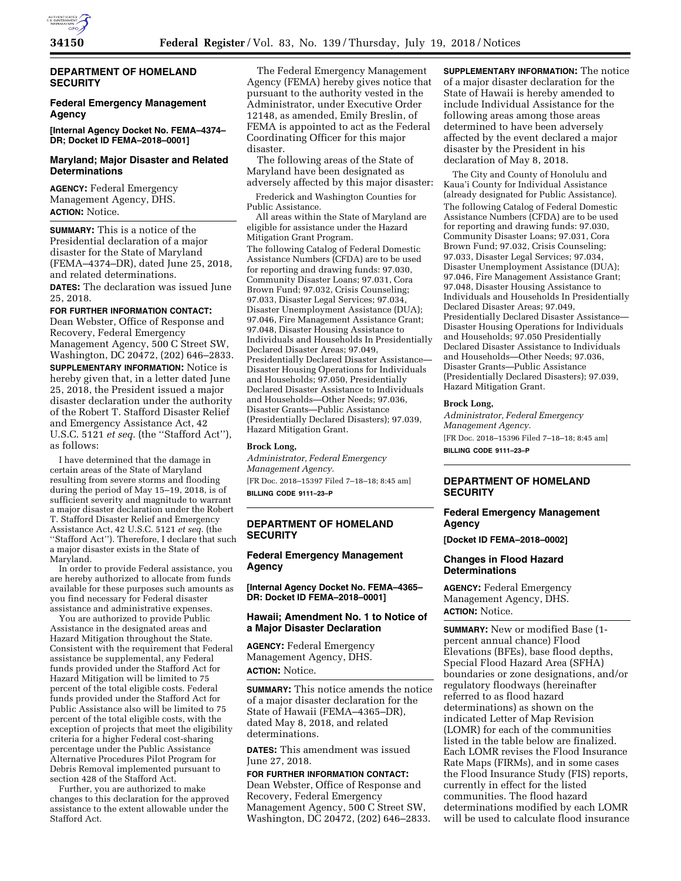## DEPARTMENT OF HOMELAND SECURITY

### Federal Emergency Management Agency

**[Internal Agency Docket No. FEMA–4374–DR; Docket ID FEMA–2018–0001]**

### Maryland; Major Disaster and Related Determinations

**AGENCY:** Federal Emergency Management Agency, DHS.

**ACTION:** Notice.

**SUMMARY:** This is a notice of the Presidential declaration of a major disaster for the State of Maryland (FEMA–4374–DR), dated June 25, 2018, and related determinations.

**DATES:** The declaration was issued June 25, 2018.

**FOR FURTHER INFORMATION CONTACT:** Dean Webster, Office of Response and Recovery, Federal Emergency Management Agency, 500 C Street SW, Washington, DC 20472, (202) 646–2833.

**SUPPLEMENTARY INFORMATION:** Notice is hereby given that, in a letter dated June 25, 2018, the President issued a major disaster declaration under the authority of the Robert T. Stafford Disaster Relief and Emergency Assistance Act, 42 U.S.C. 5121 *et seq.* (the ''Stafford Act''), as follows:

I have determined that the damage in certain areas of the State of Maryland resulting from severe storms and flooding during the period of May 15–19, 2018, is of sufficient severity and magnitude to warrant a major disaster declaration under the Robert T. Stafford Disaster Relief and Emergency Assistance Act, 42 U.S.C. 5121 *et seq.* (the ''Stafford Act''). Therefore, I declare that such a major disaster exists in the State of Maryland.

In order to provide Federal assistance, you are hereby authorized to allocate from funds available for these purposes such amounts as you find necessary for Federal disaster assistance and administrative expenses.

You are authorized to provide Public Assistance in the designated areas and Hazard Mitigation throughout the State. Consistent with the requirement that Federal assistance be supplemental, any Federal funds provided under the Stafford Act for Hazard Mitigation will be limited to 75 percent of the total eligible costs. Federal funds provided under the Stafford Act for Public Assistance also will be limited to 75 percent of the total eligible costs, with the exception of projects that meet the eligibility criteria for a higher Federal cost-sharing percentage under the Public Assistance Alternative Procedures Pilot Program for Debris Removal implemented pursuant to section 428 of the Stafford Act.

Further, you are authorized to make changes to this declaration for the approved assistance to the extent allowable under the Stafford Act.

The Federal Emergency Management Agency (FEMA) hereby gives notice that pursuant to the authority vested in the Administrator, under Executive Order 12148, as amended, Emily Breslin, of FEMA is appointed to act as the Federal Coordinating Officer for this major disaster.

The following areas of the State of Maryland have been designated as adversely affected by this major disaster:

Frederick and Washington Counties for Public Assistance.

All areas within the State of Maryland are eligible for assistance under the Hazard Mitigation Grant Program.

The following Catalog of Federal Domestic Assistance Numbers (CFDA) are to be used for reporting and drawing funds: 97.030, Community Disaster Loans; 97.031, Cora Brown Fund; 97.032, Crisis Counseling; 97.033, Disaster Legal Services; 97.034, Disaster Unemployment Assistance (DUA); 97.046, Fire Management Assistance Grant; 97.048, Disaster Housing Assistance to Individuals and Households In Presidentially Declared Disaster Areas; 97.049, Presidentially Declared Disaster Assistance—Disaster Housing Operations for Individuals and Households; 97.050, Presidentially Declared Disaster Assistance to Individuals and Households—Other Needs; 97.036, Disaster Grants—Public Assistance (Presidentially Declared Disasters); 97.039, Hazard Mitigation Grant.

**Brock Long,**

*Administrator, Federal Emergency Management Agency.*

[FR Doc. 2018–15397 Filed 7–18–18; 8:45 am]

**BILLING CODE 9111–23–P**

---

## DEPARTMENT OF HOMELAND SECURITY

### Federal Emergency Management Agency

**[Internal Agency Docket No. FEMA–4365–DR: Docket ID FEMA–2018–0001]**

### Hawaii; Amendment No. 1 to Notice of a Major Disaster Declaration

**AGENCY:** Federal Emergency Management Agency, DHS.

**ACTION:** Notice.

**SUMMARY:** This notice amends the notice of a major disaster declaration for the State of Hawaii (FEMA–4365–DR), dated May 8, 2018, and related determinations.

**DATES:** This amendment was issued June 27, 2018.

**FOR FURTHER INFORMATION CONTACT:** Dean Webster, Office of Response and Recovery, Federal Emergency Management Agency, 500 C Street SW, Washington, DC 20472, (202) 646–2833.

**SUPPLEMENTARY INFORMATION:** The notice of a major disaster declaration for the State of Hawaii is hereby amended to include Individual Assistance for the following areas among those areas determined to have been adversely affected by the event declared a major disaster by the President in his declaration of May 8, 2018.

The City and County of Honolulu and Kaua'i County for Individual Assistance (already designated for Public Assistance).

The following Catalog of Federal Domestic Assistance Numbers (CFDA) are to be used for reporting and drawing funds: 97.030, Community Disaster Loans; 97.031, Cora Brown Fund; 97.032, Crisis Counseling; 97.033, Disaster Legal Services; 97.034, Disaster Unemployment Assistance (DUA); 97.046, Fire Management Assistance Grant; 97.048, Disaster Housing Assistance to Individuals and Households In Presidentially Declared Disaster Areas; 97.049, Presidentially Declared Disaster Assistance—Disaster Housing Operations for Individuals and Households; 97.050 Presidentially Declared Disaster Assistance to Individuals and Households—Other Needs; 97.036, Disaster Grants—Public Assistance (Presidentially Declared Disasters); 97.039, Hazard Mitigation Grant.

**Brock Long,**

*Administrator, Federal Emergency Management Agency.*

[FR Doc. 2018–15396 Filed 7–18–18; 8:45 am]

**BILLING CODE 9111–23–P**

---

## DEPARTMENT OF HOMELAND SECURITY

### Federal Emergency Management Agency

**[Docket ID FEMA–2018–0002]**

### Changes in Flood Hazard Determinations

**AGENCY:** Federal Emergency Management Agency, DHS.

**ACTION:** Notice.

**SUMMARY:** New or modified Base (1-percent annual chance) Flood Elevations (BFEs), base flood depths, Special Flood Hazard Area (SFHA) boundaries or zone designations, and/or regulatory floodways (hereinafter referred to as flood hazard determinations) as shown on the indicated Letter of Map Revision (LOMR) for each of the communities listed in the table below are finalized. Each LOMR revises the Flood Insurance Rate Maps (FIRMs), and in some cases the Flood Insurance Study (FIS) reports, currently in effect for the listed communities. The flood hazard determinations modified by each LOMR will be used to calculate flood insurance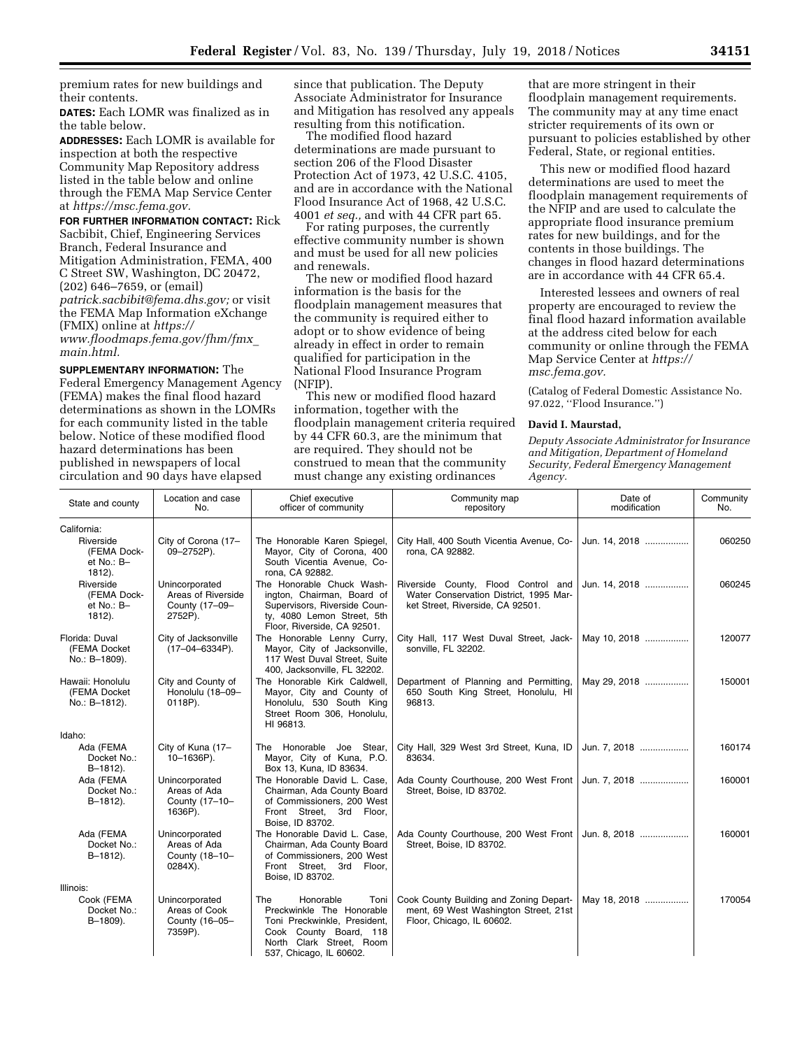premium rates for new buildings and their contents.

**DATES:** Each LOMR was finalized as in the table below.

**ADDRESSES:** Each LOMR is available for inspection at both the respective Community Map Repository address listed in the table below and online through the FEMA Map Service Center at *https://msc.fema.gov.*

**FOR FURTHER INFORMATION CONTACT:** Rick Sacbibit, Chief, Engineering Services Branch, Federal Insurance and Mitigation Administration, FEMA, 400 C Street SW, Washington, DC 20472, (202) 646–7659, or (email) *patrick.sacbibit@fema.dhs.gov;* or visit the FEMA Map Information eXchange (FMIX) online at *https://www.floodmaps.fema.gov/fhm/fmx_main.html.*

**SUPPLEMENTARY INFORMATION:** The Federal Emergency Management Agency (FEMA) makes the final flood hazard determinations as shown in the LOMRs for each community listed in the table below. Notice of these modified flood hazard determinations has been published in newspapers of local circulation and 90 days have elapsed since that publication. The Deputy Associate Administrator for Insurance and Mitigation has resolved any appeals resulting from this notification.

The modified flood hazard determinations are made pursuant to section 206 of the Flood Disaster Protection Act of 1973, 42 U.S.C. 4105, and are in accordance with the National Flood Insurance Act of 1968, 42 U.S.C. 4001 *et seq.,* and with 44 CFR part 65.

For rating purposes, the currently effective community number is shown and must be used for all new policies and renewals.

The new or modified flood hazard information is the basis for the floodplain management measures that the community is required either to adopt or to show evidence of being already in effect in order to remain qualified for participation in the National Flood Insurance Program (NFIP).

This new or modified flood hazard information, together with the floodplain management criteria required by 44 CFR 60.3, are the minimum that are required. They should not be construed to mean that the community must change any existing ordinances that are more stringent in their floodplain management requirements. The community may at any time enact stricter requirements of its own or pursuant to policies established by other Federal, State, or regional entities.

This new or modified flood hazard determinations are used to meet the floodplain management requirements of the NFIP and are used to calculate the appropriate flood insurance premium rates for new buildings, and for the contents in those buildings. The changes in flood hazard determinations are in accordance with 44 CFR 65.4.

Interested lessees and owners of real property are encouraged to review the final flood hazard information available at the address cited below for each community or online through the FEMA Map Service Center at *https://msc.fema.gov.*

(Catalog of Federal Domestic Assistance No. 97.022, ''Flood Insurance.'')

**David I. Maurstad,**

*Deputy Associate Administrator for Insurance and Mitigation, Department of Homeland Security, Federal Emergency Management Agency.*

| State and county | Location and case No. | Chief executive officer of community | Community map repository | Date of modification | Community No. |
|---|---|---|---|---|---|
| California: | | | | | |
| Riverside (FEMA Docket No.: B–1812). | City of Corona (17–09–2752P). | The Honorable Karen Spiegel, Mayor, City of Corona, 400 South Vicentia Avenue, Corona, CA 92882. | City Hall, 400 South Vicentia Avenue, Corona, CA 92882. | Jun. 14, 2018 | 060250 |
| Riverside (FEMA Docket No.: B–1812). | Unincorporated Areas of Riverside County (17–09–2752P). | The Honorable Chuck Washington, Chairman, Board of Supervisors, Riverside County, 4080 Lemon Street, 5th Floor, Riverside, CA 92501. | Riverside County, Flood Control and Water Conservation District, 1995 Market Street, Riverside, CA 92501. | Jun. 14, 2018 | 060245 |
| Florida: Duval (FEMA Docket No.: B–1809). | City of Jacksonville (17–04–6334P). | The Honorable Lenny Curry, Mayor, City of Jacksonville, 117 West Duval Street, Suite 400, Jacksonville, FL 32202. | City Hall, 117 West Duval Street, Jacksonville, FL 32202. | May 10, 2018 | 120077 |
| Hawaii: Honolulu (FEMA Docket No.: B–1812). | City and County of Honolulu (18–09–0118P). | The Honorable Kirk Caldwell, Mayor, City and County of Honolulu, 530 South King Street Room 306, Honolulu, HI 96813. | Department of Planning and Permitting, 650 South King Street, Honolulu, HI 96813. | May 29, 2018 | 150001 |
| Idaho: | | | | | |
| Ada (FEMA Docket No.: B–1812). | City of Kuna (17–10–1636P). | The Honorable Joe Stear, Mayor, City of Kuna, P.O. Box 13, Kuna, ID 83634. | City Hall, 329 West 3rd Street, Kuna, ID 83634. | Jun. 7, 2018 | 160174 |
| Ada (FEMA Docket No.: B–1812). | Unincorporated Areas of Ada County (17–10–1636P). | The Honorable David L. Case, Chairman, Ada County Board of Commissioners, 200 West Front Street, 3rd Floor, Boise, ID 83702. | Ada County Courthouse, 200 West Front Street, Boise, ID 83702. | Jun. 7, 2018 | 160001 |
| Ada (FEMA Docket No.: B–1812). | Unincorporated Areas of Ada County (18–10–0284X). | The Honorable David L. Case, Chairman, Ada County Board of Commissioners, 200 West Front Street, 3rd Floor, Boise, ID 83702. | Ada County Courthouse, 200 West Front Street, Boise, ID 83702. | Jun. 8, 2018 | 160001 |
| Illinois: | | | | | |
| Cook (FEMA Docket No.: B–1809). | Unincorporated Areas of Cook County (16–05–7359P). | The Honorable Toni Preckwinkle The Honorable Toni Preckwinkle, President, Cook County Board, 118 North Clark Street, Room 537, Chicago, IL 60602. | Cook County Building and Zoning Department, 69 West Washington Street, 21st Floor, Chicago, IL 60602. | May 18, 2018 | 170054 |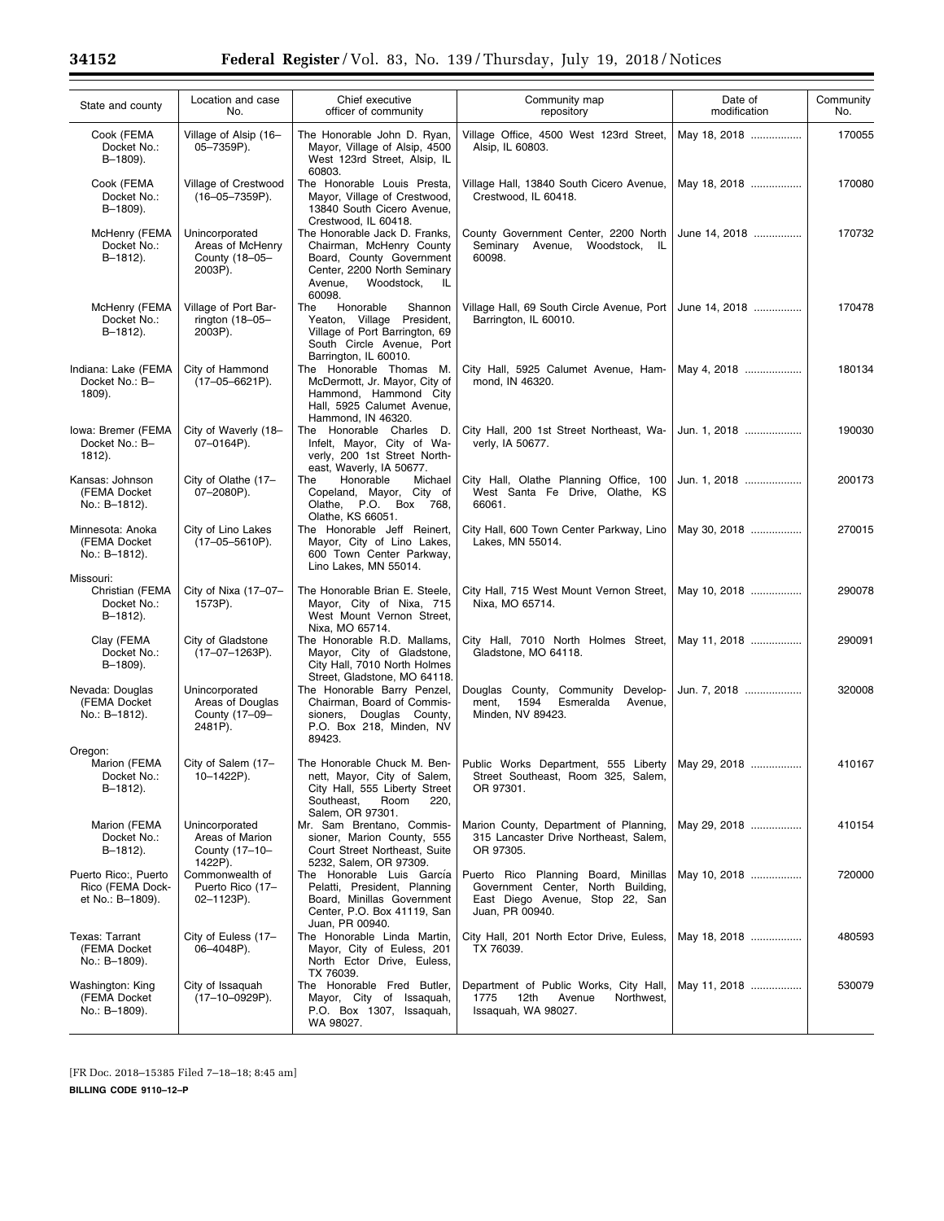| State and county | Location and case No. | Chief executive officer of community | Community map repository | Date of modification | Community No. |
|---|---|---|---|---|---|
| Cook (FEMA Docket No.: B–1809). | Village of Alsip (16–05–7359P). | The Honorable John D. Ryan, Mayor, Village of Alsip, 4500 West 123rd Street, Alsip, IL 60803. | Village Office, 4500 West 123rd Street, Alsip, IL 60803. | May 18, 2018 | 170055 |
| Cook (FEMA Docket No.: B–1809). | Village of Crestwood (16–05–7359P). | The Honorable Louis Presta, Mayor, Village of Crestwood, 13840 South Cicero Avenue, Crestwood, IL 60418. | Village Hall, 13840 South Cicero Avenue, Crestwood, IL 60418. | May 18, 2018 | 170080 |
| McHenry (FEMA Docket No.: B–1812). | Unincorporated Areas of McHenry County (18–05–2003P). | The Honorable Jack D. Franks, Chairman, McHenry County Board, County Government Center, 2200 North Seminary Avenue, Woodstock, IL 60098. | County Government Center, 2200 North Seminary Avenue, Woodstock, IL 60098. | June 14, 2018 | 170732 |
| McHenry (FEMA Docket No.: B–1812). | Village of Port Barrington (18–05–2003P). | The Honorable Shannon Yeaton, Village President, Village of Port Barrington, 69 South Circle Avenue, Port Barrington, IL 60010. | Village Hall, 69 South Circle Avenue, Port Barrington, IL 60010. | June 14, 2018 | 170478 |
| Indiana: Lake (FEMA Docket No.: B–1809). | City of Hammond (17–05–6621P). | The Honorable Thomas M. McDermott, Jr. Mayor, City of Hammond, Hammond City Hall, 5925 Calumet Avenue, Hammond, IN 46320. | City Hall, 5925 Calumet Avenue, Hammond, IN 46320. | May 4, 2018 | 180134 |
| Iowa: Bremer (FEMA Docket No.: B–1812). | City of Waverly (18–07–0164P). | The Honorable Charles D. Infelt, Mayor, City of Waverly, 200 1st Street Northeast, Waverly, IA 50677. | City Hall, 200 1st Street Northeast, Waverly, IA 50677. | Jun. 1, 2018 | 190030 |
| Kansas: Johnson (FEMA Docket No.: B–1812). | City of Olathe (17–07–2080P). | The Honorable Michael Copeland, Mayor, City of Olathe, P.O. Box 768, Olathe, KS 66051. | City Hall, Olathe Planning Office, 100 West Santa Fe Drive, Olathe, KS 66061. | Jun. 1, 2018 | 200173 |
| Minnesota: Anoka (FEMA Docket No.: B–1812). | City of Lino Lakes (17–05–5610P). | The Honorable Jeff Reinert, Mayor, City of Lino Lakes, 600 Town Center Parkway, Lino Lakes, MN 55014. | City Hall, 600 Town Center Parkway, Lino Lakes, MN 55014. | May 30, 2018 | 270015 |
| Missouri: | | | | | |
| Christian (FEMA Docket No.: B–1812). | City of Nixa (17–07–1573P). | The Honorable Brian E. Steele, Mayor, City of Nixa, 715 West Mount Vernon Street, Nixa, MO 65714. | City Hall, 715 West Mount Vernon Street, Nixa, MO 65714. | May 10, 2018 | 290078 |
| Clay (FEMA Docket No.: B–1809). | City of Gladstone (17–07–1263P). | The Honorable R.D. Mallams, Mayor, City of Gladstone, City Hall, 7010 North Holmes Street, Gladstone, MO 64118. | City Hall, 7010 North Holmes Street, Gladstone, MO 64118. | May 11, 2018 | 290091 |
| Nevada: Douglas (FEMA Docket No.: B–1812). | Unincorporated Areas of Douglas County (17–09–2481P). | The Honorable Barry Penzel, Chairman, Board of Commissioners, Douglas County, P.O. Box 218, Minden, NV 89423. | Douglas County, Community Development, 1594 Esmeralda Avenue, Minden, NV 89423. | Jun. 7, 2018 | 320008 |
| Oregon: | | | | | |
| Marion (FEMA Docket No.: B–1812). | City of Salem (17–10–1422P). | The Honorable Chuck M. Bennett, Mayor, City of Salem, City Hall, 555 Liberty Street Southeast, Room 220, Salem, OR 97301. | Public Works Department, 555 Liberty Street Southeast, Room 325, Salem, OR 97301. | May 29, 2018 | 410167 |
| Marion (FEMA Docket No.: B–1812). | Unincorporated Areas of Marion County (17–10–1422P). | Mr. Sam Brentano, Commissioner, Marion County, 555 Court Street Northeast, Suite 5232, Salem, OR 97309. | Marion County, Department of Planning, 315 Lancaster Drive Northeast, Salem, OR 97305. | May 29, 2018 | 410154 |
| Puerto Rico:, Puerto Rico (FEMA Docket No.: B–1809). | Commonwealth of Puerto Rico (17–02–1123P). | The Honorable Luis García Pelatti, President, Planning Board, Minillas Government Center, P.O. Box 41119, San Juan, PR 00940. | Puerto Rico Planning Board, Minillas Government Center, North Building, East Diego Avenue, Stop 22, San Juan, PR 00940. | May 10, 2018 | 720000 |
| Texas: Tarrant (FEMA Docket No.: B–1809). | City of Euless (17–06–4048P). | The Honorable Linda Martin, Mayor, City of Euless, 201 North Ector Drive, Euless, TX 76039. | City Hall, 201 North Ector Drive, Euless, TX 76039. | May 18, 2018 | 480593 |
| Washington: King (FEMA Docket No.: B–1809). | City of Issaquah (17–10–0929P). | The Honorable Fred Butler, Mayor, City of Issaquah, P.O. Box 1307, Issaquah, WA 98027. | Department of Public Works, City Hall, 1775 12th Avenue Northwest, Issaquah, WA 98027. | May 11, 2018 | 530079 |

[FR Doc. 2018–15385 Filed 7–18–18; 8:45 am]

**BILLING CODE 9110–12–P**